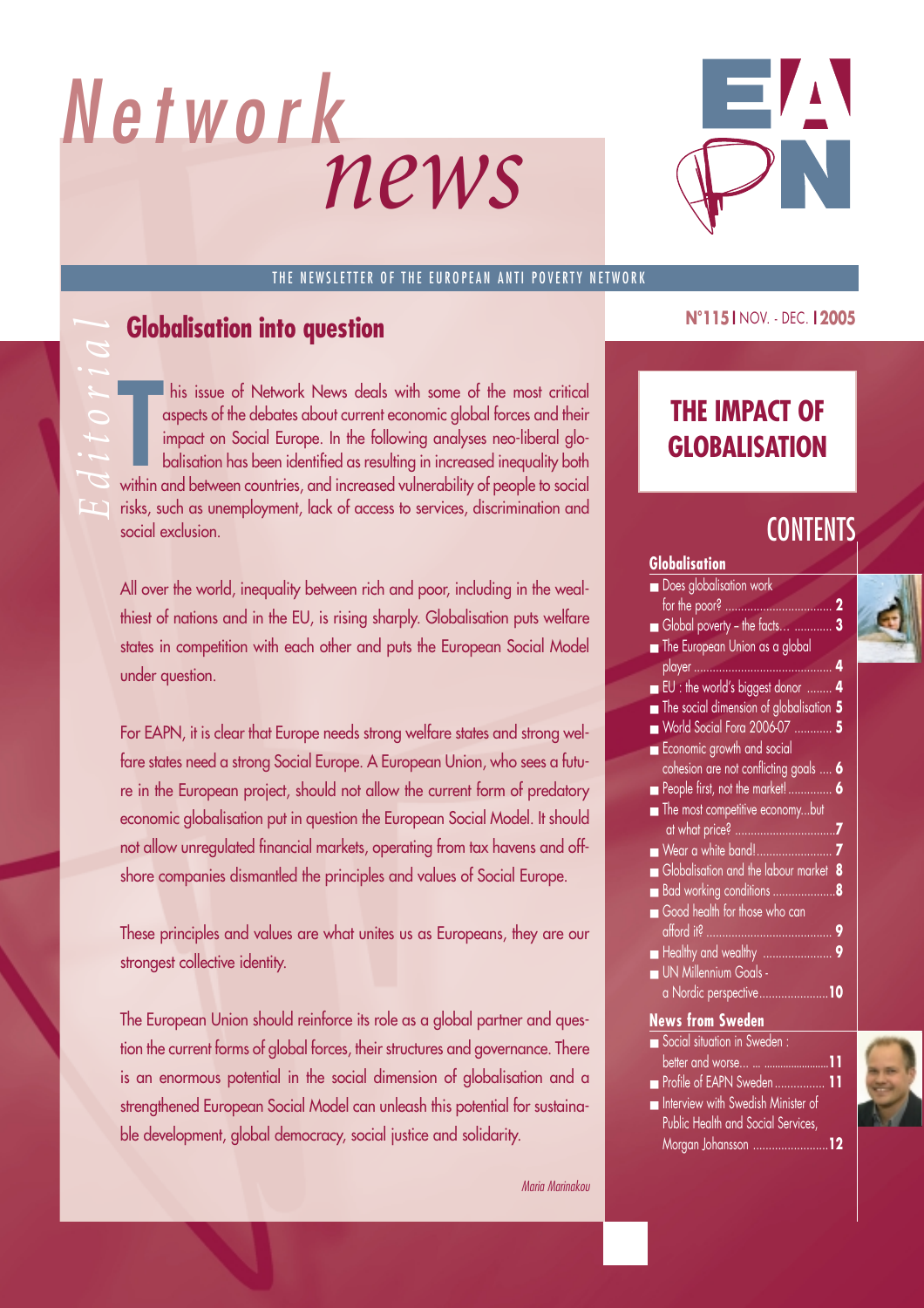# Network news

THE NEWSLETTER OF THE EUROPEAN ANTI POVERTY NETWORK

N°115 | NOV. - DEC. | 2005

*Editorial*

## Globalisation into question

This issue of Network News deals with some of the most critical aspects of the debates about current economic global forces and their impact on Social Europe. In the following analyses neo-liberal globalisation has been identified as resulting in increased inequality both within and between countries, and increased vulnerability of people to social risks, such as unemployment, lack of access to services, discrimination and social exclusion.

All over the world, inequality between rich and poor, including in the wealthiest of nations and in the EU, is rising sharply. Globalisation puts welfare states in competition with each other and puts the European Social Model under question.

For EAPN, it is clear that Europe needs strong welfare states and strong welfare states need a strong Social Europe. A European Union, who sees a future in the European project, should not allow the current form of predatory economic globalisation put in question the European Social Model. It should not allow unregulated financial markets, operating from tax havens and offshore companies dismantled the principles and values of Social Europe.

These principles and values are what unites us as Europeans, they are our strongest collective identity.

The European Union should reinforce its role as a global partner and question the current forms of global forces, their structures and governance. There is an enormous potential in the social dimension of globalisation and a strengthened European Social Model can unleash this potential for sustainable development, global democracy, social justice and solidarity.

*Maria Marinakou*

## THE IMPACT OF GLOBALISATION

## CONTENTS

### Globalisation

- Does globalisation work for the poor? ..... 2
- Global poverty – the facts... ..... 3
- The European Union as a global player ..... 4
- EU : the world's biggest donor ..... 4
- The social dimension of globalisation 5
- World Social Fora 2006-07 ..... 5
- Economic growth and social cohesion are not conflicting goals ..... 6
- People first, not the market! ..... 6
- The most competitive economy...but at what price? ..... 7
- Wear a white band! ..... 7
- Globalisation and the labour market 8
- Bad working conditions ..... 8
- Good health for those who can afford it? ..... 9
- Healthy and wealthy ..... 9
- UN Millennium Goals - a Nordic perspective ..... 10

### News from Sweden

- Social situation in Sweden : better and worse... ..... 11
- Profile of EAPN Sweden ..... 11
- Interview with Swedish Minister of Public Health and Social Services, Morgan Johansson ..... 12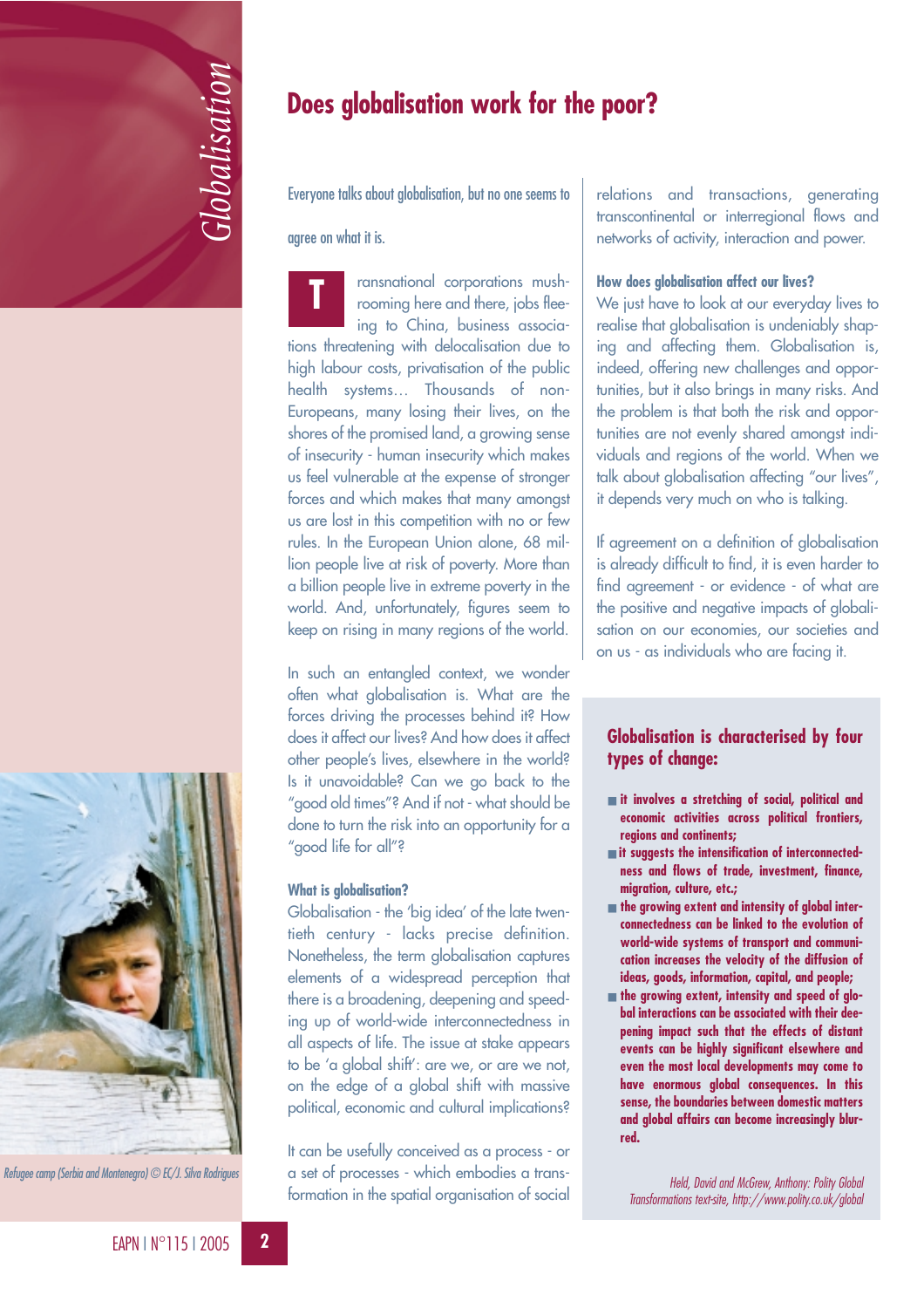# Does globalisation work for the poor?

Everyone talks about globalisation, but no one seems to agree on what it is.

Transnational corporations mushrooming here and there, jobs fleeing to China, business associations threatening with delocalisation due to high labour costs, privatisation of the public health systems… Thousands of non-Europeans, many losing their lives, on the shores of the promised land, a growing sense of insecurity - human insecurity which makes us feel vulnerable at the expense of stronger forces and which makes that many amongst us are lost in this competition with no or few rules. In the European Union alone, 68 million people live at risk of poverty. More than a billion people live in extreme poverty in the world. And, unfortunately, figures seem to keep on rising in many regions of the world.

In such an entangled context, we wonder often what globalisation is. What are the forces driving the processes behind it? How does it affect our lives? And how does it affect other people's lives, elsewhere in the world? Is it unavoidable? Can we go back to the "good old times"? And if not - what should be done to turn the risk into an opportunity for a "good life for all"?

### What is globalisation?

Globalisation - the 'big idea' of the late twentieth century - lacks precise definition. Nonetheless, the term globalisation captures elements of a widespread perception that there is a broadening, deepening and speeding up of world-wide interconnectedness in all aspects of life. The issue at stake appears to be 'a global shift': are we, or are we not, on the edge of a global shift with massive political, economic and cultural implications?

It can be usefully conceived as a process - or a set of processes - which embodies a transformation in the spatial organisation of social relations and transactions, generating transcontinental or interregional flows and networks of activity, interaction and power.

### How does globalisation affect our lives?

We just have to look at our everyday lives to realise that globalisation is undeniably shaping and affecting them. Globalisation is, indeed, offering new challenges and opportunities, but it also brings in many risks. And the problem is that both the risk and opportunities are not evenly shared amongst individuals and regions of the world. When we talk about globalisation affecting "our lives", it depends very much on who is talking.

If agreement on a definition of globalisation is already difficult to find, it is even harder to find agreement - or evidence - of what are the positive and negative impacts of globalisation on our economies, our societies and on us - as individuals who are facing it.

### Globalisation is characterised by four types of change:

- **it involves a stretching of social, political and economic activities across political frontiers, regions and continents;**
- **it suggests the intensification of interconnectedness and flows of trade, investment, finance, migration, culture, etc.;**
- **the growing extent and intensity of global interconnectedness can be linked to the evolution of world-wide systems of transport and communication increases the velocity of the diffusion of ideas, goods, information, capital, and people;**
- **the growing extent, intensity and speed of global interactions can be associated with their deepening impact such that the effects of distant events can be highly significant elsewhere and even the most local developments may come to have enormous global consequences. In this sense, the boundaries between domestic matters and global affairs can become increasingly blurred.**

*Held, David and McGrew, Anthony: Polity Global Transformations text-site, http://www.polity.co.uk/global*

*Refugee camp (Serbia and Montenegro) © EC/J. Silva Rodrigues*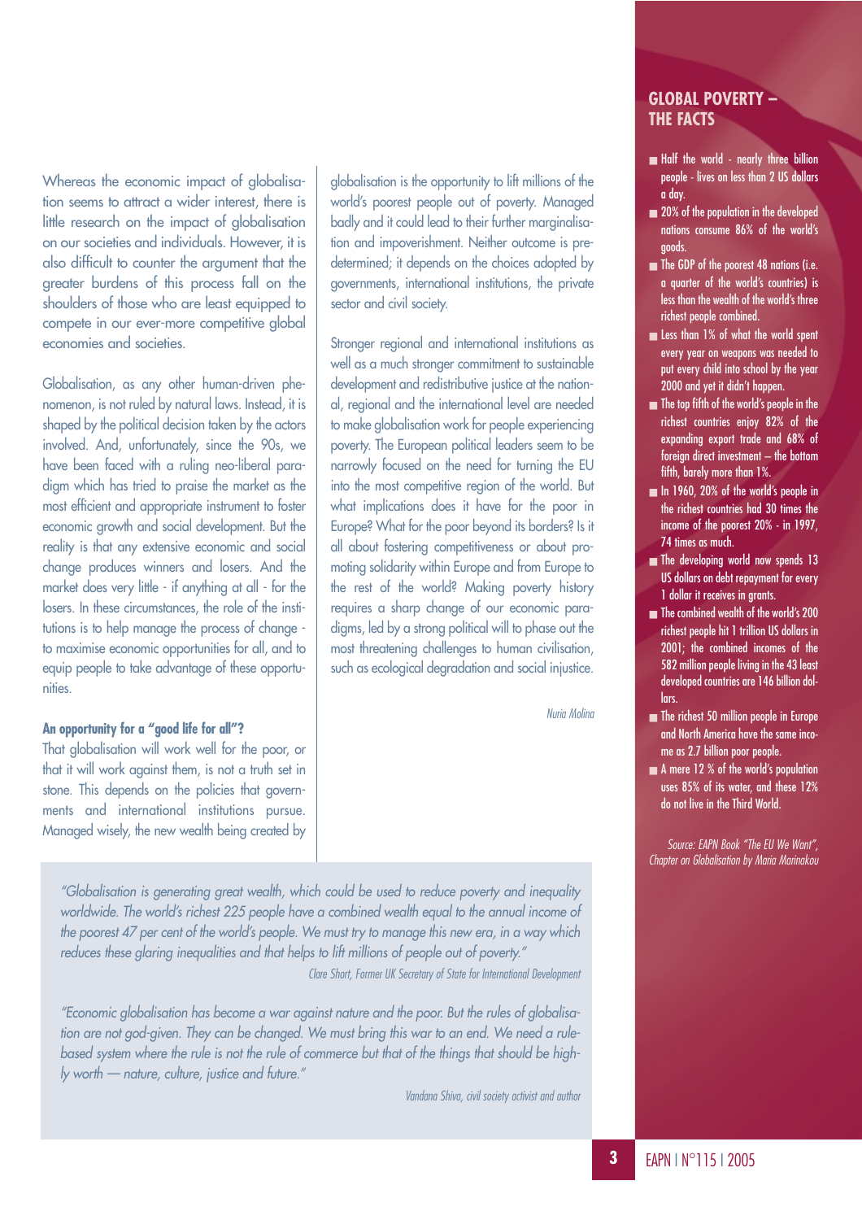Whereas the economic impact of globalisation seems to attract a wider interest, there is little research on the impact of globalisation on our societies and individuals. However, it is also difficult to counter the argument that the greater burdens of this process fall on the shoulders of those who are least equipped to compete in our ever-more competitive global economies and societies.

Globalisation, as any other human-driven phenomenon, is not ruled by natural laws. Instead, it is shaped by the political decision taken by the actors involved. And, unfortunately, since the 90s, we have been faced with a ruling neo-liberal paradigm which has tried to praise the market as the most efficient and appropriate instrument to foster economic growth and social development. But the reality is that any extensive economic and social change produces winners and losers. And the market does very little - if anything at all - for the losers. In these circumstances, the role of the institutions is to help manage the process of change - to maximise economic opportunities for all, and to equip people to take advantage of these opportunities.

**An opportunity for a "good life for all"?**

That globalisation will work well for the poor, or that it will work against them, is not a truth set in stone. This depends on the policies that governments and international institutions pursue. Managed wisely, the new wealth being created by globalisation is the opportunity to lift millions of the world's poorest people out of poverty. Managed badly and it could lead to their further marginalisation and impoverishment. Neither outcome is predetermined; it depends on the choices adopted by governments, international institutions, the private sector and civil society.

Stronger regional and international institutions as well as a much stronger commitment to sustainable development and redistributive justice at the national, regional and the international level are needed to make globalisation work for people experiencing poverty. The European political leaders seem to be narrowly focused on the need for turning the EU into the most competitive region of the world. But what implications does it have for the poor in Europe? What for the poor beyond its borders? Is it all about fostering competitiveness or about promoting solidarity within Europe and from Europe to the rest of the world? Making poverty history requires a sharp change of our economic paradigms, led by a strong political will to phase out the most threatening challenges to human civilisation, such as ecological degradation and social injustice.

*Nuria Molina*

*"Globalisation is generating great wealth, which could be used to reduce poverty and inequality worldwide. The world's richest 225 people have a combined wealth equal to the annual income of the poorest 47 per cent of the world's people. We must try to manage this new era, in a way which reduces these glaring inequalities and that helps to lift millions of people out of poverty."*

*Clare Short, Former UK Secretary of State for International Development*

*"Economic globalisation has become a war against nature and the poor. But the rules of globalisation are not god-given. They can be changed. We must bring this war to an end. We need a rule-based system where the rule is not the rule of commerce but that of the things that should be highly worth — nature, culture, justice and future."*

*Vandana Shiva, civil society activist and author*

## GLOBAL POVERTY – THE FACTS

- Half the world - nearly three billion people - lives on less than 2 US dollars a day.
- 20% of the population in the developed nations consume 86% of the world's goods.
- The GDP of the poorest 48 nations (i.e. a quarter of the world's countries) is less than the wealth of the world's three richest people combined.
- Less than 1% of what the world spent every year on weapons was needed to put every child into school by the year 2000 and yet it didn't happen.
- The top fifth of the world's people in the richest countries enjoy 82% of the expanding export trade and 68% of foreign direct investment – the bottom fifth, barely more than 1%.
- In 1960, 20% of the world's people in the richest countries had 30 times the income of the poorest 20% - in 1997, 74 times as much.
- The developing world now spends 13 US dollars on debt repayment for every 1 dollar it receives in grants.
- The combined wealth of the world's 200 richest people hit 1 trillion US dollars in 2001; the combined incomes of the 582 million people living in the 43 least developed countries are 146 billion dollars.
- The richest 50 million people in Europe and North America have the same income as 2.7 billion poor people.
- A mere 12 % of the world's population uses 85% of its water, and these 12% do not live in the Third World.

*Source: EAPN Book "The EU We Want", Chapter on Globalisation by Maria Marinakou*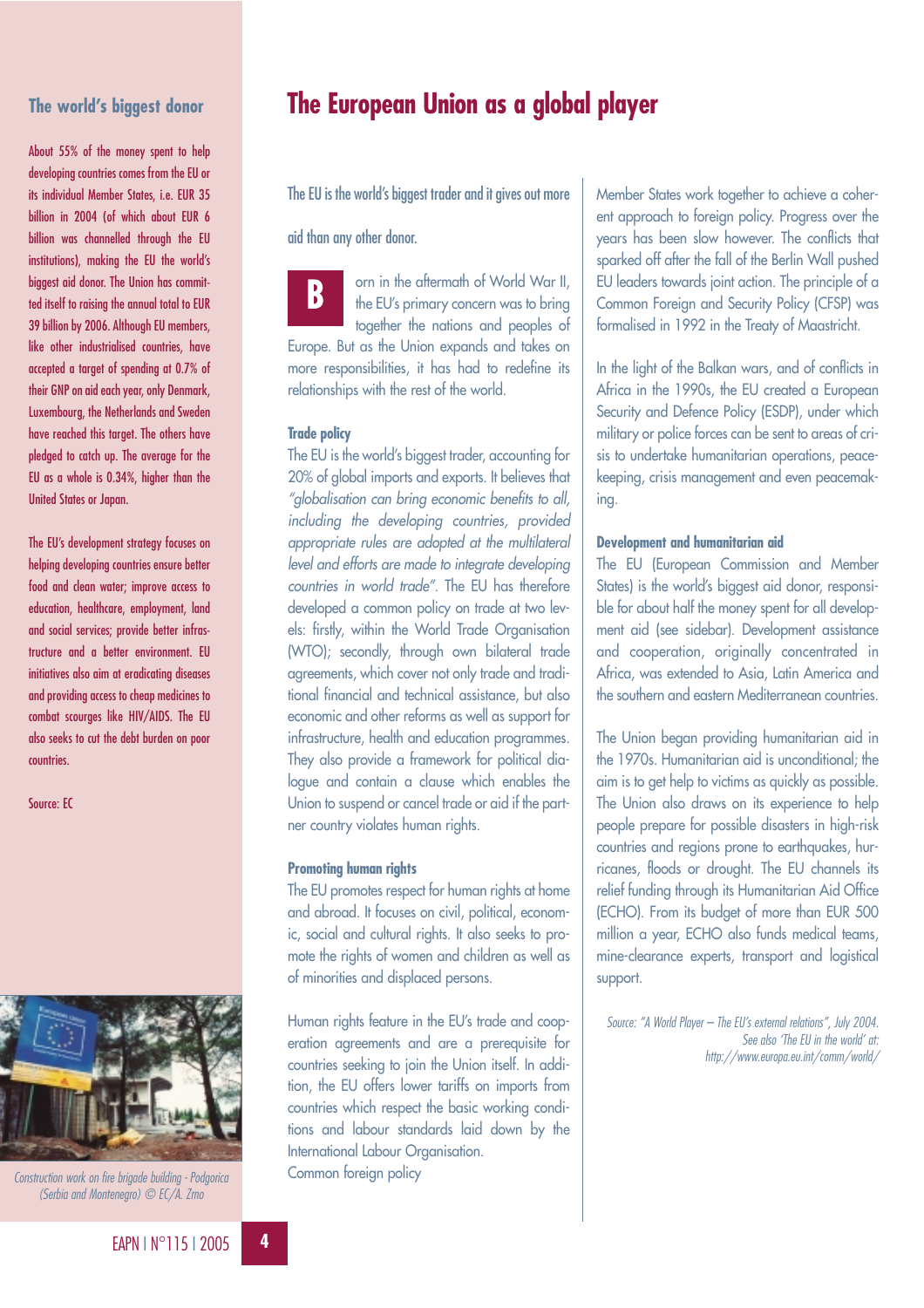# The European Union as a global player

The EU is the world's biggest trader and it gives out more aid than any other donor.

Born in the aftermath of World War II, the EU's primary concern was to bring together the nations and peoples of Europe. But as the Union expands and takes on more responsibilities, it has had to redefine its relationships with the rest of the world.

### Trade policy

The EU is the world's biggest trader, accounting for 20% of global imports and exports. It believes that *"globalisation can bring economic benefits to all, including the developing countries, provided appropriate rules are adopted at the multilateral level and efforts are made to integrate developing countries in world trade"*. The EU has therefore developed a common policy on trade at two levels: firstly, within the World Trade Organisation (WTO); secondly, through own bilateral trade agreements, which cover not only trade and traditional financial and technical assistance, but also economic and other reforms as well as support for infrastructure, health and education programmes. They also provide a framework for political dialogue and contain a clause which enables the Union to suspend or cancel trade or aid if the partner country violates human rights.

### Promoting human rights

The EU promotes respect for human rights at home and abroad. It focuses on civil, political, economic, social and cultural rights. It also seeks to promote the rights of women and children as well as of minorities and displaced persons.

Human rights feature in the EU's trade and cooperation agreements and are a prerequisite for countries seeking to join the Union itself. In addition, the EU offers lower tariffs on imports from countries which respect the basic working conditions and labour standards laid down by the International Labour Organisation.

Common foreign policy

Member States work together to achieve a coherent approach to foreign policy. Progress over the years has been slow however. The conflicts that sparked off after the fall of the Berlin Wall pushed EU leaders towards joint action. The principle of a Common Foreign and Security Policy (CFSP) was formalised in 1992 in the Treaty of Maastricht.

In the light of the Balkan wars, and of conflicts in Africa in the 1990s, the EU created a European Security and Defence Policy (ESDP), under which military or police forces can be sent to areas of crisis to undertake humanitarian operations, peacekeeping, crisis management and even peacemaking.

### Development and humanitarian aid

The EU (European Commission and Member States) is the world's biggest aid donor, responsible for about half the money spent for all development aid (see sidebar). Development assistance and cooperation, originally concentrated in Africa, was extended to Asia, Latin America and the southern and eastern Mediterranean countries.

The Union began providing humanitarian aid in the 1970s. Humanitarian aid is unconditional; the aim is to get help to victims as quickly as possible. The Union also draws on its experience to help people prepare for possible disasters in high-risk countries and regions prone to earthquakes, hurricanes, floods or drought. The EU channels its relief funding through its Humanitarian Aid Office (ECHO). From its budget of more than EUR 500 million a year, ECHO also funds medical teams, mine-clearance experts, transport and logistical support.

*Source: "A World Player – The EU's external relations", July 2004. See also 'The EU in the world' at: http://www.europa.eu.int/comm/world/*

## The world's biggest donor

About 55% of the money spent to help developing countries comes from the EU or its individual Member States, i.e. EUR 35 billion in 2004 (of which about EUR 6 billion was channelled through the EU institutions), making the EU the world's biggest aid donor. The Union has committed itself to raising the annual total to EUR 39 billion by 2006. Although EU members, like other industrialised countries, have accepted a target of spending at 0.7% of their GNP on aid each year, only Denmark, Luxembourg, the Netherlands and Sweden have reached this target. The others have pledged to catch up. The average for the EU as a whole is 0.34%, higher than the United States or Japan.

The EU's development strategy focuses on helping developing countries ensure better food and clean water; improve access to education, healthcare, employment, land and social services; provide better infrastructure and a better environment. EU initiatives also aim at eradicating diseases and providing access to cheap medicines to combat scourges like HIV/AIDS. The EU also seeks to cut the debt burden on poor countries.

Source: EC

*Construction work on fire brigade building - Podgorica (Serbia and Montenegro) © EC/A. Zrno*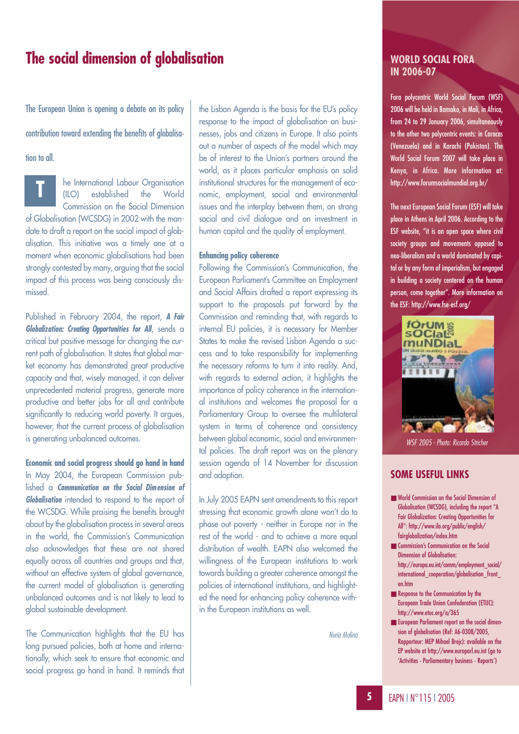# The social dimension of globalisation

The European Union is opening a debate on its policy contribution toward extending the benefits of globalisation to all.

The International Labour Organisation (ILO) established the World Commission on the Social Dimension of Globalisation (WCSDG) in 2002 with the mandate to draft a report on the social impact of globalisation. This initiative was a timely one at a moment when economic globalisations had been strongly contested by many, arguing that the social impact of this process was being consciously dismissed.

Published in February 2004, the report, ***A Fair Globalization: Creating Opportunities for All***, sends a critical but positive message for changing the current path of globalisation. It states that global market economy has demonstrated great productive capacity and that, wisely managed, it can deliver unprecedented material progress, generate more productive and better jobs for all and contribute significantly to reducing world poverty. It argues, however, that the current process of globalisation is generating unbalanced outcomes.

**Economic and social progress should go hand in hand**

In May 2004, the European Commission published a ***Communication on the Social Dimension of Globalisation*** intended to respond to the report of the WCSDG. While praising the benefits brought about by the globalisation process in several areas in the world, the Commission's Communication also acknowledges that these are not shared equally across all countries and groups and that, without an effective system of global governance, the current model of globalisation is generating unbalanced outcomes and is not likely to lead to global sustainable development.

The Communication highlights that the EU has long pursued policies, both at home and internationally, which seek to ensure that economic and social progress go hand in hand. It reminds that the Lisbon Agenda is the basis for the EU's policy response to the impact of globalisation on businesses, jobs and citizens in Europe. It also points out a number of aspects of the model which may be of interest to the Union's partners around the world, as it places particular emphasis on solid institutional structures for the management of economic, employment, social and environmental issues and the interplay between them, on strong social and civil dialogue and on investment in human capital and the quality of employment.

**Enhancing policy coherence**

Following the Commission's Communication, the European Parliament's Committee on Employment and Social Affairs drafted a report expressing its support to the proposals put forward by the Commission and reminding that, with regards to internal EU policies, it is necessary for Member States to make the revised Lisbon Agenda a success and to take responsibility for implementing the necessary reforms to turn it into reality. And, with regards to external action, it highlights the importance of policy coherence in the international institutions and welcomes the proposal for a Parliamentary Group to oversee the multilateral system in terms of coherence and consistency between global economic, social and environmental policies. The draft report was on the plenary session agenda of 14 November for discussion and adoption.

In July 2005 EAPN sent amendments to this report stressing that economic growth alone won't do to phase out poverty - neither in Europe nor in the rest of the world - and to achieve a more equal distribution of wealth. EAPN also welcomed the willingness of the European institutions to work towards building a greater coherence amongst the policies of international institutions, and highlighted the need for enhancing policy coherence within the European institutions as well.

*Nuria Molina*

## WORLD SOCIAL FORA IN 2006-07

Fora polycentric World Social Forum (WSF) 2006 will be held in Bamako, in Mali, in Africa, from 24 to 29 January 2006, simultaneously to the other two polycentric events: in Caracas (Venezuela) and in Karachi (Pakistan). The World Social Forum 2007 will take place in Kenya, in Africa. More information at: http://www.forumsocialmundial.org.br/

The next European Social Forum (ESF) will take place in Athens in April 2006. According to the ESF website, "it is an open space where civil society groups and movements opposed to neo-liberalism and a world dominated by capital or by any form of imperialism, but engaged in building a society centered on the human person, come together". More information on the ESF: http://www.fse-esf.org/

*WSF 2005 - Photo: Ricardo Stricher*

## SOME USEFUL LINKS

- World Commission on the Social Dimension of Globalisation (WCSDG), including the report "A Fair Globalization: Creating Opportunities for All": http://www.ilo.org/public/english/fairglobalization/index.htm
- Commission's Communication on the Social Dimension of Globalisation: http://europa.eu.int/comm/employment_social/international_cooperation/globalisation_front_en.htm
- Response to the Communication by the European Trade Union Confederation (ETUC): http://www.etuc.org/a/365
- European Parliament report on the social dimension of globalisation (Ref: A6-0308/2005, Rapporteur: MEP Mihael Brejc): available on the EP website at http://www.europarl.eu.int (go to 'Activities - Parliamentary business - Reports')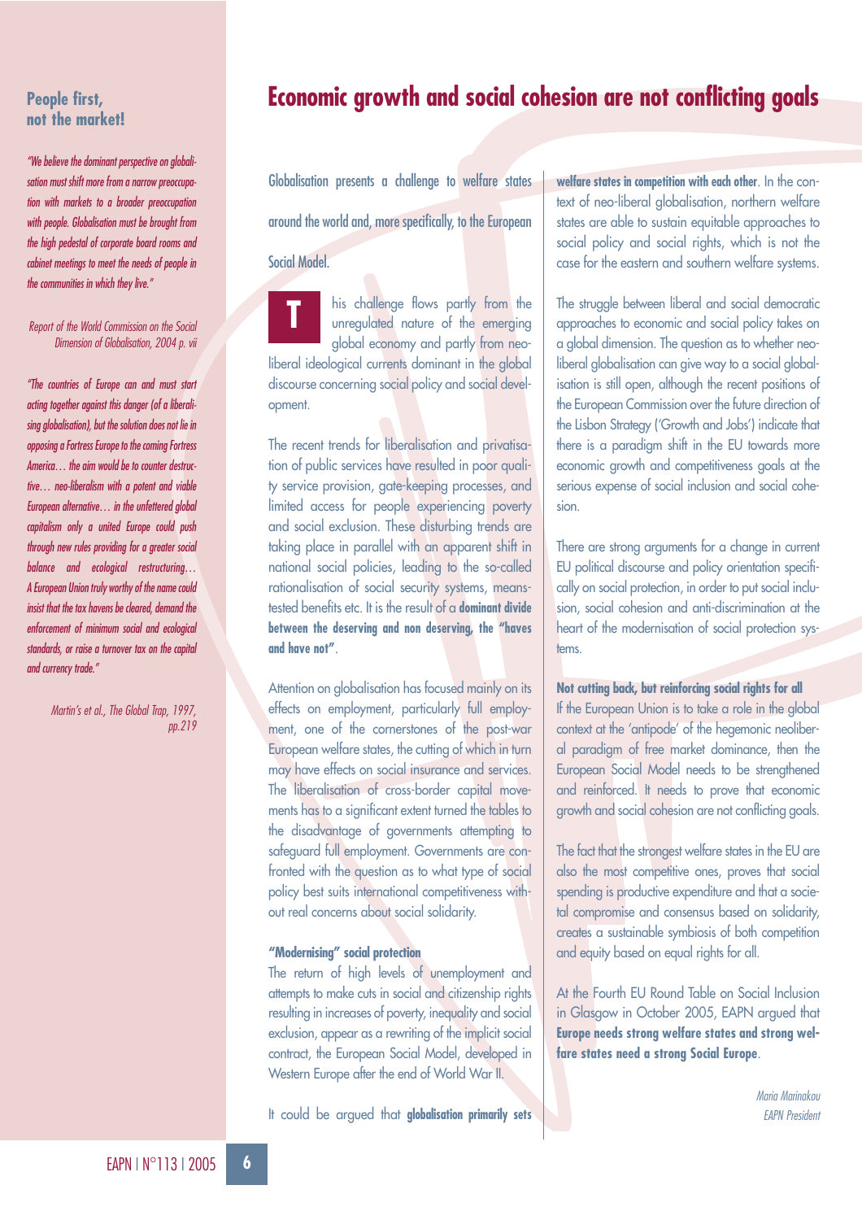# Economic growth and social cohesion are not conflicting goals

Globalisation presents a challenge to welfare states around the world and, more specifically, to the European Social Model.

This challenge flows partly from the unregulated nature of the emerging global economy and partly from neo-liberal ideological currents dominant in the global discourse concerning social policy and social development.

The recent trends for liberalisation and privatisation of public services have resulted in poor quality service provision, gate-keeping processes, and limited access for people experiencing poverty and social exclusion. These disturbing trends are taking place in parallel with an apparent shift in national social policies, leading to the so-called rationalisation of social security systems, means-tested benefits etc. It is the result of a **dominant divide between the deserving and non deserving, the "haves and have not"**.

Attention on globalisation has focused mainly on its effects on employment, particularly full employment, one of the cornerstones of the post-war European welfare states, the cutting of which in turn may have effects on social insurance and services. The liberalisation of cross-border capital movements has to a significant extent turned the tables to the disadvantage of governments attempting to safeguard full employment. Governments are confronted with the question as to what type of social policy best suits international competitiveness without real concerns about social solidarity.

### "Modernising" social protection

The return of high levels of unemployment and attempts to make cuts in social and citizenship rights resulting in increases of poverty, inequality and social exclusion, appear as a rewriting of the implicit social contract, the European Social Model, developed in Western Europe after the end of World War II.

It could be argued that **globalisation primarily sets welfare states in competition with each other**. In the context of neo-liberal globalisation, northern welfare states are able to sustain equitable approaches to social policy and social rights, which is not the case for the eastern and southern welfare systems.

The struggle between liberal and social democratic approaches to economic and social policy takes on a global dimension. The question as to whether neo-liberal globalisation can give way to a social globalisation is still open, although the recent positions of the European Commission over the future direction of the Lisbon Strategy ('Growth and Jobs') indicate that there is a paradigm shift in the EU towards more economic growth and competitiveness goals at the serious expense of social inclusion and social cohesion.

There are strong arguments for a change in current EU political discourse and policy orientation specifically on social protection, in order to put social inclusion, social cohesion and anti-discrimination at the heart of the modernisation of social protection systems.

### Not cutting back, but reinforcing social rights for all

If the European Union is to take a role in the global context at the 'antipode' of the hegemonic neoliberal paradigm of free market dominance, then the European Social Model needs to be strengthened and reinforced. It needs to prove that economic growth and social cohesion are not conflicting goals.

The fact that the strongest welfare states in the EU are also the most competitive ones, proves that social spending is productive expenditure and that a societal compromise and consensus based on solidarity, creates a sustainable symbiosis of both competition and equity based on equal rights for all.

At the Fourth EU Round Table on Social Inclusion in Glasgow in October 2005, EAPN argued that **Europe needs strong welfare states and strong welfare states need a strong Social Europe**.

*Maria Marinakou*
*EAPN President*

---

## People first, not the market!

*"We believe the dominant perspective on globalisation must shift more from a narrow preoccupation with markets to a broader preoccupation with people. Globalisation must be brought from the high pedestal of corporate board rooms and cabinet meetings to meet the needs of people in the communities in which they live."*

*Report of the World Commission on the Social Dimension of Globalisation, 2004 p. vii*

*"The countries of Europe can and must start acting together against this danger (of a liberalising globalisation), but the solution does not lie in opposing a Fortress Europe to the coming Fortress America… the aim would be to counter destructive… neo-liberalism with a potent and viable European alternative… in the unfettered global capitalism only a united Europe could push through new rules providing for a greater social balance and ecological restructuring… A European Union truly worthy of the name could insist that the tax havens be cleared, demand the enforcement of minimum social and ecological standards, or raise a turnover tax on the capital and currency trade."*

*Martin's et al., The Global Trap, 1997, pp.219*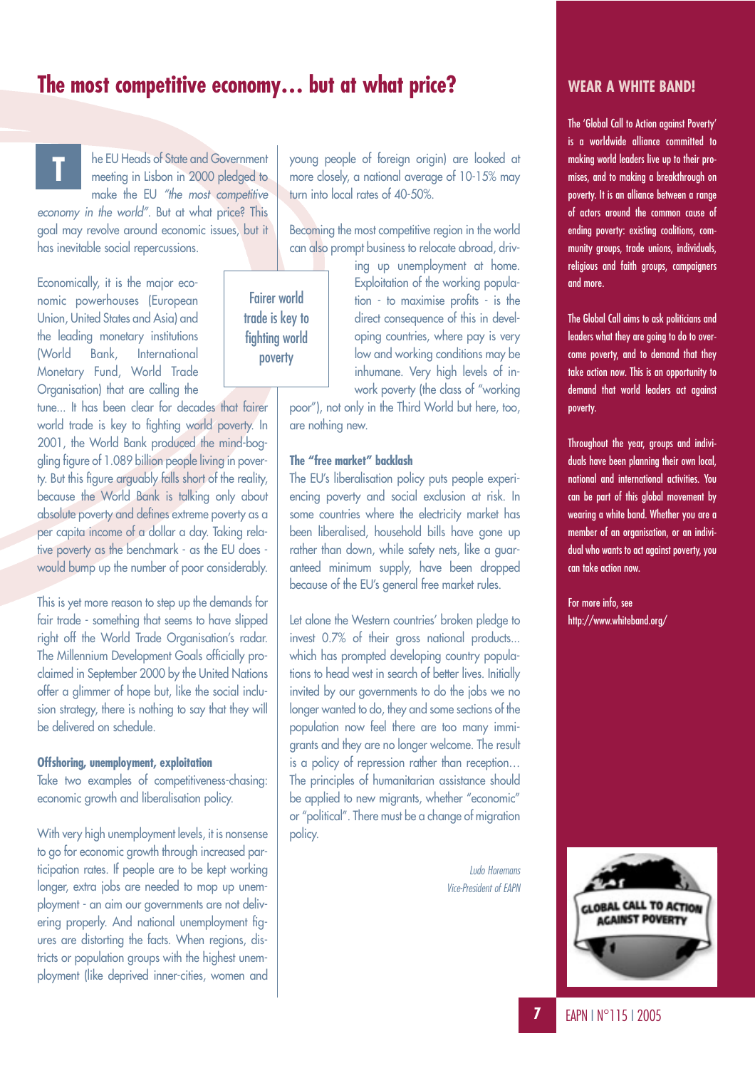# The most competitive economy… but at what price?

The EU Heads of State and Government meeting in Lisbon in 2000 pledged to make the EU *"the most competitive economy in the world"*. But at what price? This goal may revolve around economic issues, but it has inevitable social repercussions.

Economically, it is the major economic powerhouses (European Union, United States and Asia) and the leading monetary institutions (World Bank, International Monetary Fund, World Trade Organisation) that are calling the tune… It has been clear for decades that fairer world trade is key to fighting world poverty. In 2001, the World Bank produced the mind-boggling figure of 1.089 billion people living in poverty. But this figure arguably falls short of the reality, because the World Bank is talking only about absolute poverty and defines extreme poverty as a per capita income of a dollar a day. Taking relative poverty as the benchmark - as the EU does - would bump up the number of poor considerably.

> Fairer world trade is key to fighting world poverty

This is yet more reason to step up the demands for fair trade - something that seems to have slipped right off the World Trade Organisation's radar. The Millennium Development Goals officially proclaimed in September 2000 by the United Nations offer a glimmer of hope but, like the social inclusion strategy, there is nothing to say that they will be delivered on schedule.

### Offshoring, unemployment, exploitation

Take two examples of competitiveness-chasing: economic growth and liberalisation policy.

With very high unemployment levels, it is nonsense to go for economic growth through increased participation rates. If people are to be kept working longer, extra jobs are needed to mop up unemployment - an aim our governments are not delivering properly. And national unemployment figures are distorting the facts. When regions, districts or population groups with the highest unemployment (like deprived inner-cities, women and young people of foreign origin) are looked at more closely, a national average of 10-15% may turn into local rates of 40-50%.

Becoming the most competitive region in the world can also prompt business to relocate abroad, driving up unemployment at home. Exploitation of the working population - to maximise profits - is the direct consequence of this in developing countries, where pay is very low and working conditions may be inhumane. Very high levels of in-work poverty (the class of "working poor"), not only in the Third World but here, too, are nothing new.

### The "free market" backlash

The EU's liberalisation policy puts people experiencing poverty and social exclusion at risk. In some countries where the electricity market has been liberalised, household bills have gone up rather than down, while safety nets, like a guaranteed minimum supply, have been dropped because of the EU's general free market rules.

Let alone the Western countries' broken pledge to invest 0.7% of their gross national products… which has prompted developing country populations to head west in search of better lives. Initially invited by our governments to do the jobs we no longer wanted to do, they and some sections of the population now feel there are too many immigrants and they are no longer welcome. The result is a policy of repression rather than reception… The principles of humanitarian assistance should be applied to new migrants, whether "economic" or "political". There must be a change of migration policy.

*Ludo Horemans*
*Vice-President of EAPN*

## WEAR A WHITE BAND!

The 'Global Call to Action against Poverty' is a worldwide alliance committed to making world leaders live up to their promises, and to making a breakthrough on poverty. It is an alliance between a range of actors around the common cause of ending poverty: existing coalitions, community groups, trade unions, individuals, religious and faith groups, campaigners and more.

The Global Call aims to ask politicians and leaders what they are going to do to overcome poverty, and to demand that they take action now. This is an opportunity to demand that world leaders act against poverty.

Throughout the year, groups and individuals have been planning their own local, national and international activities. You can be part of this global movement by wearing a white band. Whether you are a member of an organisation, or an individual who wants to act against poverty, you can take action now.

For more info, see http://www.whiteband.org/

GLOBAL CALL TO ACTION AGAINST POVERTY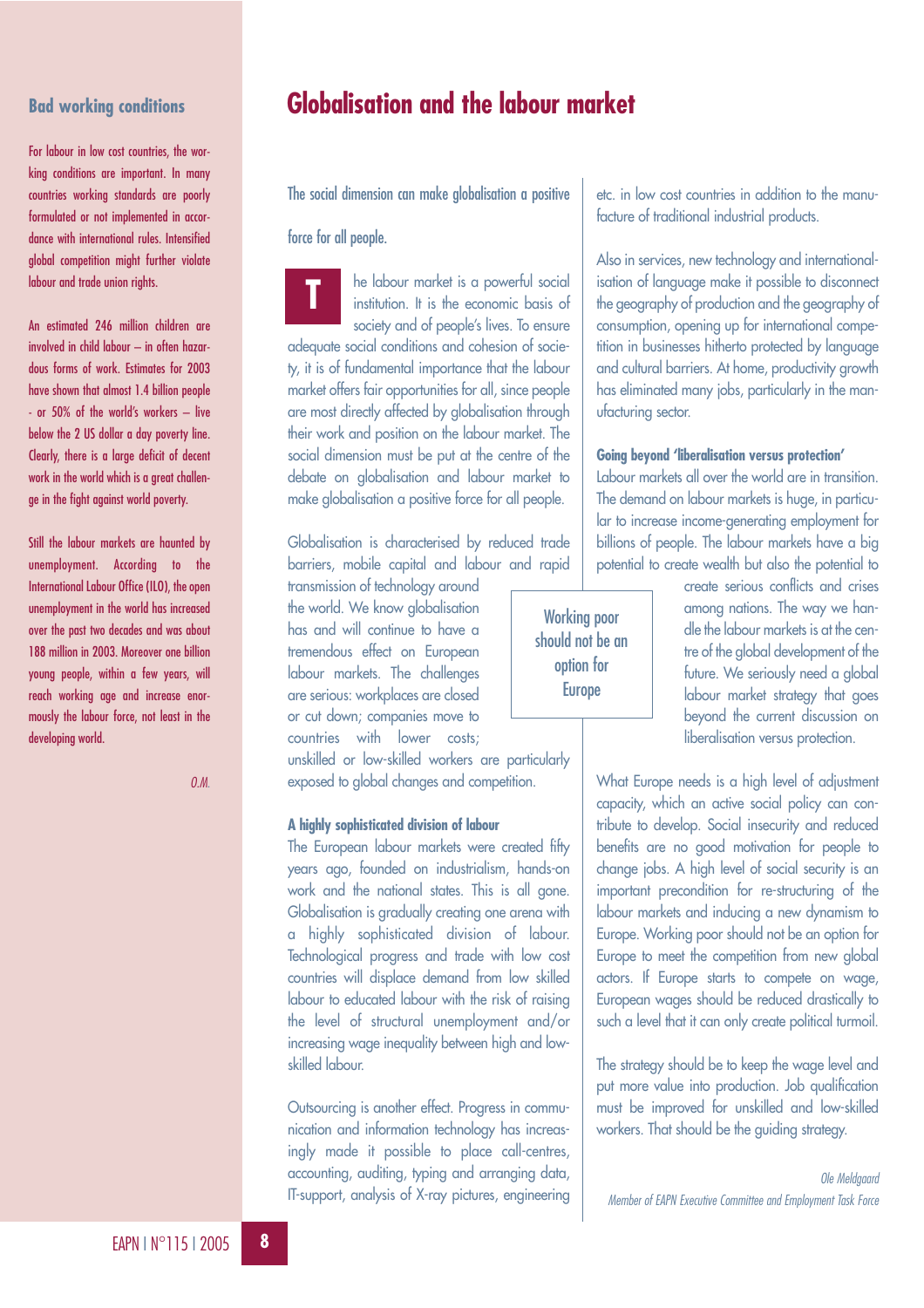## Bad working conditions

For labour in low cost countries, the working conditions are important. In many countries working standards are poorly formulated or not implemented in accordance with international rules. Intensified global competition might further violate labour and trade union rights.

An estimated 246 million children are involved in child labour – in often hazardous forms of work. Estimates for 2003 have shown that almost 1.4 billion people - or 50% of the world's workers – live below the 2 US dollar a day poverty line. Clearly, there is a large deficit of decent work in the world which is a great challenge in the fight against world poverty.

Still the labour markets are haunted by unemployment. According to the International Labour Office (ILO), the open unemployment in the world has increased over the past two decades and was about 188 million in 2003. Moreover one billion young people, within a few years, will reach working age and increase enormously the labour force, not least in the developing world.

*O.M.*

# Globalisation and the labour market

The social dimension can make globalisation a positive force for all people.

The labour market is a powerful social institution. It is the economic basis of society and of people's lives. To ensure adequate social conditions and cohesion of society, it is of fundamental importance that the labour market offers fair opportunities for all, since people are most directly affected by globalisation through their work and position on the labour market. The social dimension must be put at the centre of the debate on globalisation and labour market to make globalisation a positive force for all people.

Globalisation is characterised by reduced trade barriers, mobile capital and labour and rapid transmission of technology around the world. We know globalisation has and will continue to have a tremendous effect on European labour markets. The challenges are serious: workplaces are closed or cut down; companies move to countries with lower costs; unskilled or low-skilled workers are particularly exposed to global changes and competition.

> Working poor should not be an option for Europe

### A highly sophisticated division of labour

The European labour markets were created fifty years ago, founded on industrialism, hands-on work and the national states. This is all gone. Globalisation is gradually creating one arena with a highly sophisticated division of labour. Technological progress and trade with low cost countries will displace demand from low skilled labour to educated labour with the risk of raising the level of structural unemployment and/or increasing wage inequality between high and low-skilled labour.

Outsourcing is another effect. Progress in communication and information technology has increasingly made it possible to place call-centres, accounting, auditing, typing and arranging data, IT-support, analysis of X-ray pictures, engineering etc. in low cost countries in addition to the manufacture of traditional industrial products.

Also in services, new technology and internationalisation of language make it possible to disconnect the geography of production and the geography of consumption, opening up for international competition in businesses hitherto protected by language and cultural barriers. At home, productivity growth has eliminated many jobs, particularly in the manufacturing sector.

### Going beyond 'liberalisation versus protection'

Labour markets all over the world are in transition. The demand on labour markets is huge, in particular to increase income-generating employment for billions of people. The labour markets have a big potential to create wealth but also the potential to create serious conflicts and crises among nations. The way we handle the labour markets is at the centre of the global development of the future. We seriously need a global labour market strategy that goes beyond the current discussion on liberalisation versus protection.

What Europe needs is a high level of adjustment capacity, which an active social policy can contribute to develop. Social insecurity and reduced benefits are no good motivation for people to change jobs. A high level of social security is an important precondition for re-structuring of the labour markets and inducing a new dynamism to Europe. Working poor should not be an option for Europe to meet the competition from new global actors. If Europe starts to compete on wage, European wages should be reduced drastically to such a level that it can only create political turmoil.

The strategy should be to keep the wage level and put more value into production. Job qualification must be improved for unskilled and low-skilled workers. That should be the guiding strategy.

*Ole Meldgaard*
*Member of EAPN Executive Committee and Employment Task Force*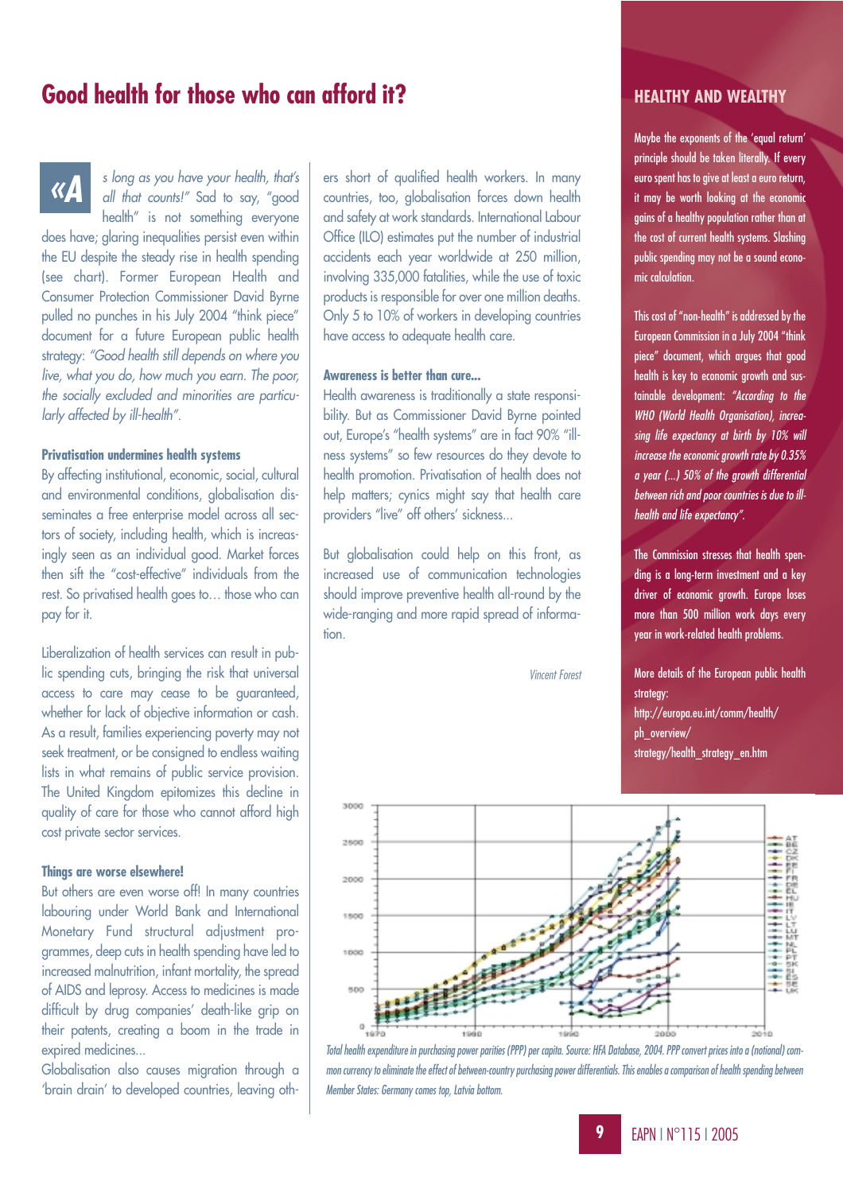# Good health for those who can afford it?

«As long as you have your health, that's all that counts!" Sad to say, "good health" is not something everyone does have; glaring inequalities persist even within the EU despite the steady rise in health spending (see chart). Former European Health and Consumer Protection Commissioner David Byrne pulled no punches in his July 2004 "think piece" document for a future European public health strategy: *"Good health still depends on where you live, what you do, how much you earn. The poor, the socially excluded and minorities are particularly affected by ill-health"*.

### Privatisation undermines health systems

By affecting institutional, economic, social, cultural and environmental conditions, globalisation disseminates a free enterprise model across all sectors of society, including health, which is increasingly seen as an individual good. Market forces then sift the "cost-effective" individuals from the rest. So privatised health goes to… those who can pay for it.

Liberalization of health services can result in public spending cuts, bringing the risk that universal access to care may cease to be guaranteed, whether for lack of objective information or cash. As a result, families experiencing poverty may not seek treatment, or be consigned to endless waiting lists in what remains of public service provision. The United Kingdom epitomizes this decline in quality of care for those who cannot afford high cost private sector services.

### Things are worse elsewhere!

But others are even worse off! In many countries labouring under World Bank and International Monetary Fund structural adjustment programmes, deep cuts in health spending have led to increased malnutrition, infant mortality, the spread of AIDS and leprosy. Access to medicines is made difficult by drug companies' death-like grip on their patents, creating a boom in the trade in expired medicines...

Globalisation also causes migration through a 'brain drain' to developed countries, leaving others short of qualified health workers. In many countries, too, globalisation forces down health and safety at work standards. International Labour Office (ILO) estimates put the number of industrial accidents each year worldwide at 250 million, involving 335,000 fatalities, while the use of toxic products is responsible for over one million deaths. Only 5 to 10% of workers in developing countries have access to adequate health care.

### Awareness is better than cure...

Health awareness is traditionally a state responsibility. But as Commissioner David Byrne pointed out, Europe's "health systems" are in fact 90% "illness systems" so few resources do they devote to health promotion. Privatisation of health does not help matters; cynics might say that health care providers "live" off others' sickness...

But globalisation could help on this front, as increased use of communication technologies should improve preventive health all-round by the wide-ranging and more rapid spread of information.

*Vincent Forest*

## HEALTHY AND WEALTHY

Maybe the exponents of the 'equal return' principle should be taken literally. If every euro spent has to give at least a euro return, it may be worth looking at the economic gains of a healthy population rather than at the cost of current health systems. Slashing public spending may not be a sound economic calculation.

This cost of "non-health" is addressed by the European Commission in a July 2004 "think piece" document, which argues that good health is key to economic growth and sustainable development: *"According to the WHO (World Health Organisation), increasing life expectancy at birth by 10% will increase the economic growth rate by 0.35% a year (...) 50% of the growth differential between rich and poor countries is due to ill-health and life expectancy"*.

The Commission stresses that health spending is a long-term investment and a key driver of economic growth. Europe loses more than 500 million work days every year in work-related health problems.

More details of the European public health strategy:
http://europa.eu.int/comm/health/ph_overview/strategy/health_strategy_en.htm

*Total health expenditure in purchasing power parities (PPP) per capita. Source: HFA Database, 2004. PPP convert prices into a (notional) common currency to eliminate the effect of between-country purchasing power differentials. This enables a comparison of health spending between Member States: Germany comes top, Latvia bottom.*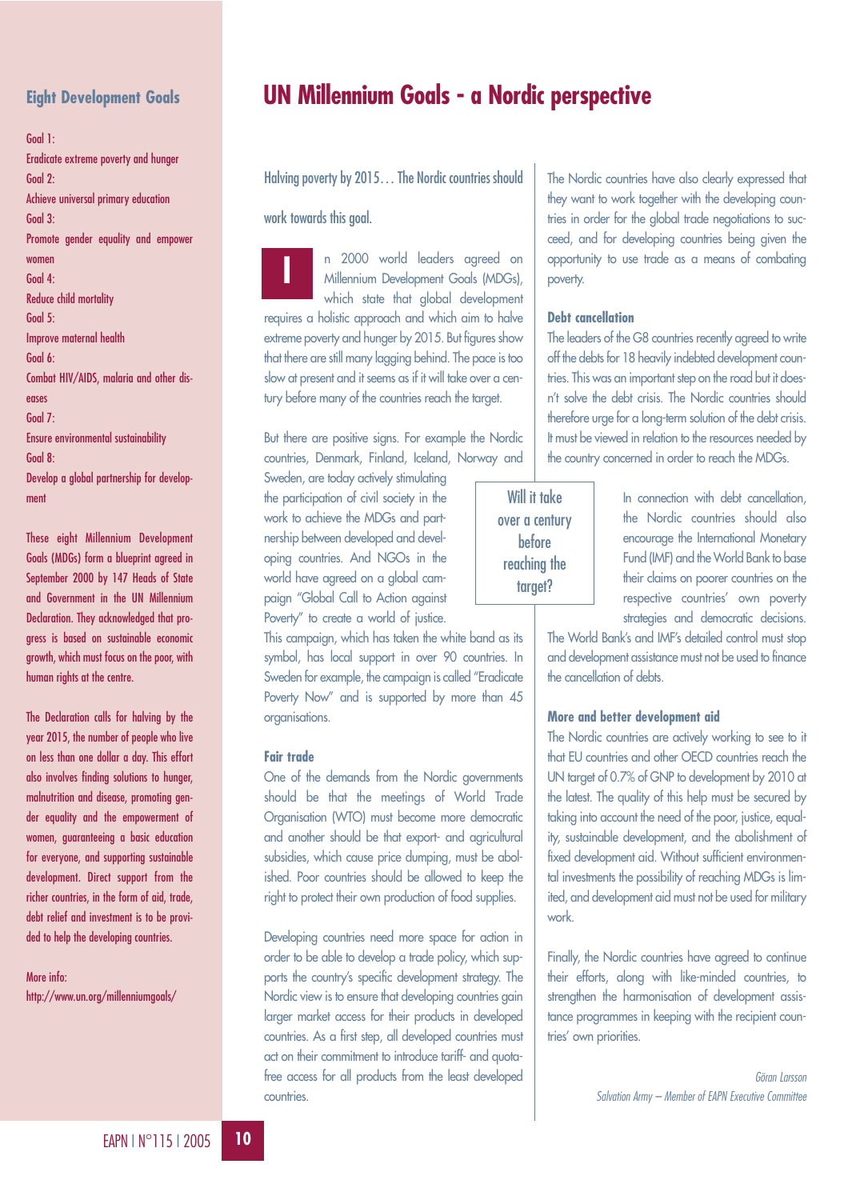# UN Millennium Goals - a Nordic perspective

Halving poverty by 2015… The Nordic countries should work towards this goal.

In 2000 world leaders agreed on Millennium Development Goals (MDGs), which state that global development requires a holistic approach and which aim to halve extreme poverty and hunger by 2015. But figures show that there are still many lagging behind. The pace is too slow at present and it seems as if it will take over a century before many of the countries reach the target.

But there are positive signs. For example the Nordic countries, Denmark, Finland, Iceland, Norway and Sweden, are today actively stimulating the participation of civil society in the work to achieve the MDGs and partnership between developed and developing countries. And NGOs in the world have agreed on a global campaign "Global Call to Action against Poverty" to create a world of justice. This campaign, which has taken the white band as its symbol, has local support in over 90 countries. In Sweden for example, the campaign is called "Eradicate Poverty Now" and is supported by more than 45 organisations.

> Will it take over a century before reaching the target?

### Fair trade

One of the demands from the Nordic governments should be that the meetings of World Trade Organisation (WTO) must become more democratic and another should be that export- and agricultural subsidies, which cause price dumping, must be abolished. Poor countries should be allowed to keep the right to protect their own production of food supplies.

Developing countries need more space for action in order to be able to develop a trade policy, which supports the country's specific development strategy. The Nordic view is to ensure that developing countries gain larger market access for their products in developed countries. As a first step, all developed countries must act on their commitment to introduce tariff- and quota-free access for all products from the least developed countries.

The Nordic countries have also clearly expressed that they want to work together with the developing countries in order for the global trade negotiations to succeed, and for developing countries being given the opportunity to use trade as a means of combating poverty.

### Debt cancellation

The leaders of the G8 countries recently agreed to write off the debts for 18 heavily indebted development countries. This was an important step on the road but it doesn't solve the debt crisis. The Nordic countries should therefore urge for a long-term solution of the debt crisis. It must be viewed in relation to the resources needed by the country concerned in order to reach the MDGs.

In connection with debt cancellation, the Nordic countries should also encourage the International Monetary Fund (IMF) and the World Bank to base their claims on poorer countries on the respective countries' own poverty strategies and democratic decisions. The World Bank's and IMF's detailed control must stop and development assistance must not be used to finance the cancellation of debts.

### More and better development aid

The Nordic countries are actively working to see to it that EU countries and other OECD countries reach the UN target of 0.7% of GNP to development by 2010 at the latest. The quality of this help must be secured by taking into account the need of the poor, justice, equality, sustainable development, and the abolishment of fixed development aid. Without sufficient environmental investments the possibility of reaching MDGs is limited, and development aid must not be used for military work.

Finally, the Nordic countries have agreed to continue their efforts, along with like-minded countries, to strengthen the harmonisation of development assistance programmes in keeping with the recipient countries' own priorities.

*Göran Larsson*
*Salvation Army – Member of EAPN Executive Committee*

---

## Eight Development Goals

Goal 1:
Eradicate extreme poverty and hunger

Goal 2:
Achieve universal primary education

Goal 3:
Promote gender equality and empower women

Goal 4:
Reduce child mortality

Goal 5:
Improve maternal health

Goal 6:
Combat HIV/AIDS, malaria and other diseases

Goal 7:
Ensure environmental sustainability

Goal 8:
Develop a global partnership for development

These eight Millennium Development Goals (MDGs) form a blueprint agreed in September 2000 by 147 Heads of State and Government in the UN Millennium Declaration. They acknowledged that progress is based on sustainable economic growth, which must focus on the poor, with human rights at the centre.

The Declaration calls for halving by the year 2015, the number of people who live on less than one dollar a day. This effort also involves finding solutions to hunger, malnutrition and disease, promoting gender equality and the empowerment of women, guaranteeing a basic education for everyone, and supporting sustainable development. Direct support from the richer countries, in the form of aid, trade, debt relief and investment is to be provided to help the developing countries.

More info:
http://www.un.org/millenniumgoals/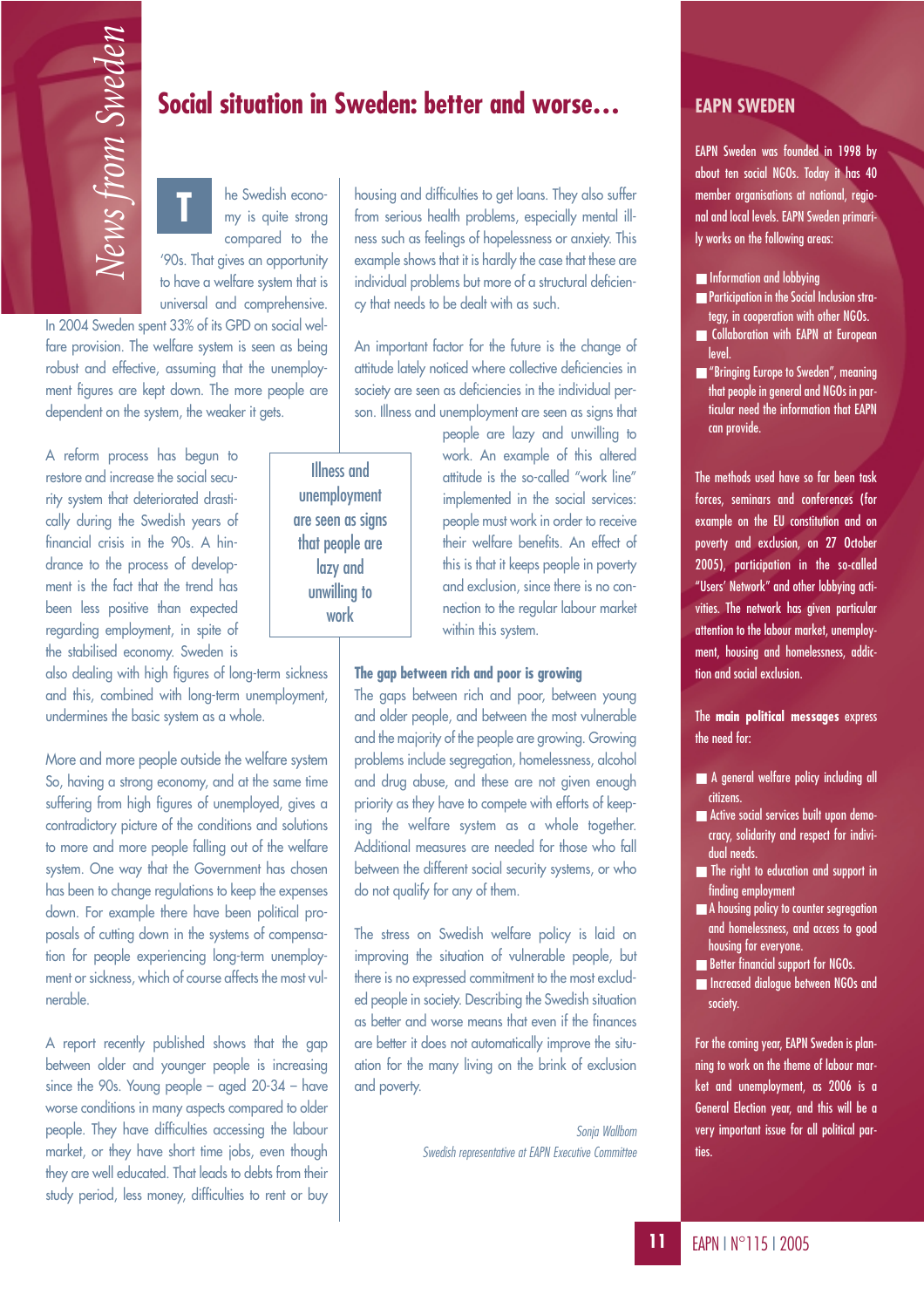# Social situation in Sweden: better and worse…

The Swedish economy is quite strong compared to the '90s. That gives an opportunity to have a welfare system that is universal and comprehensive. In 2004 Sweden spent 33% of its GPD on social welfare provision. The welfare system is seen as being robust and effective, assuming that the unemployment figures are kept down. The more people are dependent on the system, the weaker it gets.

A reform process has begun to restore and increase the social security system that deteriorated drastically during the Swedish years of financial crisis in the 90s. A hindrance to the process of development is the fact that the trend has been less positive than expected regarding employment, in spite of the stabilised economy. Sweden is also dealing with high figures of long-term sickness and this, combined with long-term unemployment, undermines the basic system as a whole.

More and more people outside the welfare system So, having a strong economy, and at the same time suffering from high figures of unemployed, gives a contradictory picture of the conditions and solutions to more and more people falling out of the welfare system. One way that the Government has chosen has been to change regulations to keep the expenses down. For example there have been political proposals of cutting down in the systems of compensation for people experiencing long-term unemployment or sickness, which of course affects the most vulnerable.

A report recently published shows that the gap between older and younger people is increasing since the 90s. Young people – aged 20-34 – have worse conditions in many aspects compared to older people. They have difficulties accessing the labour market, or they have short time jobs, even though they are well educated. That leads to debts from their study period, less money, difficulties to rent or buy housing and difficulties to get loans. They also suffer from serious health problems, especially mental illness such as feelings of hopelessness or anxiety. This example shows that it is hardly the case that these are individual problems but more of a structural deficiency that needs to be dealt with as such.

An important factor for the future is the change of attitude lately noticed where collective deficiencies in society are seen as deficiencies in the individual person. Illness and unemployment are seen as signs that people are lazy and unwilling to work. An example of this altered attitude is the so-called "work line" implemented in the social services: people must work in order to receive their welfare benefits. An effect of this is that it keeps people in poverty and exclusion, since there is no connection to the regular labour market within this system.

> Illness and unemployment are seen as signs that people are lazy and unwilling to work

**The gap between rich and poor is growing**

The gaps between rich and poor, between young and older people, and between the most vulnerable and the majority of the people are growing. Growing problems include segregation, homelessness, alcohol and drug abuse, and these are not given enough priority as they have to compete with efforts of keeping the welfare system as a whole together. Additional measures are needed for those who fall between the different social security systems, or who do not qualify for any of them.

The stress on Swedish welfare policy is laid on improving the situation of vulnerable people, but there is no expressed commitment to the most excluded people in society. Describing the Swedish situation as better and worse means that even if the finances are better it does not automatically improve the situation for the many living on the brink of exclusion and poverty.

*Sonja Wallbom*
*Swedish representative at EAPN Executive Committee*

## EAPN SWEDEN

EAPN Sweden was founded in 1998 by about ten social NGOs. Today it has 40 member organisations at national, regional and local levels. EAPN Sweden primarily works on the following areas:

- Information and lobbying
- Participation in the Social Inclusion strategy, in cooperation with other NGOs.
- Collaboration with EAPN at European level.
- "Bringing Europe to Sweden", meaning that people in general and NGOs in particular need the information that EAPN can provide.

The methods used have so far been task forces, seminars and conferences (for example on the EU constitution and on poverty and exclusion, on 27 October 2005), participation in the so-called "Users' Network" and other lobbying activities. The network has given particular attention to the labour market, unemployment, housing and homelessness, addiction and social exclusion.

The **main political messages** express the need for:

- A general welfare policy including all citizens.
- Active social services built upon democracy, solidarity and respect for individual needs.
- The right to education and support in finding employment
- A housing policy to counter segregation and homelessness, and access to good housing for everyone.
- Better financial support for NGOs.
- Increased dialogue between NGOs and society.

For the coming year, EAPN Sweden is planning to work on the theme of labour market and unemployment, as 2006 is a General Election year, and this will be a very important issue for all political parties.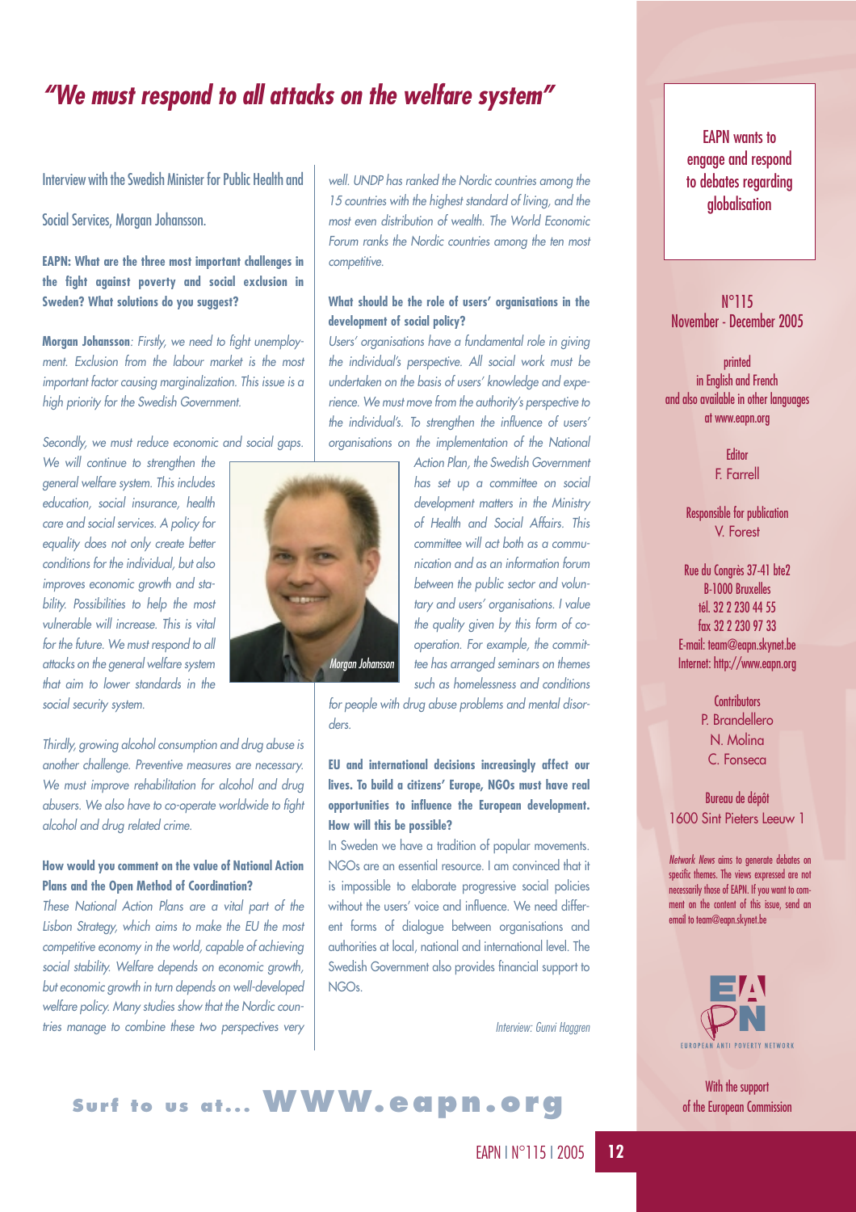# *"We must respond to all attacks on the welfare system"*

Interview with the Swedish Minister for Public Health and Social Services, Morgan Johansson.

**EAPN: What are the three most important challenges in the fight against poverty and social exclusion in Sweden? What solutions do you suggest?**

**Morgan Johansson**: *Firstly, we need to fight unemployment. Exclusion from the labour market is the most important factor causing marginalization. This issue is a high priority for the Swedish Government.*

*Secondly, we must reduce economic and social gaps. We will continue to strengthen the general welfare system. This includes education, social insurance, health care and social services. A policy for equality does not only create better conditions for the individual, but also improves economic growth and stability. Possibilities to help the most vulnerable will increase. This is vital for the future. We must respond to all attacks on the general welfare system that aim to lower standards in the social security system.*

*Morgan Johansson*

*Thirdly, growing alcohol consumption and drug abuse is another challenge. Preventive measures are necessary. We must improve rehabilitation for alcohol and drug abusers. We also have to co-operate worldwide to fight alcohol and drug related crime.*

**How would you comment on the value of National Action Plans and the Open Method of Coordination?**

*These National Action Plans are a vital part of the Lisbon Strategy, which aims to make the EU the most competitive economy in the world, capable of achieving social stability. Welfare depends on economic growth, but economic growth in turn depends on well-developed welfare policy. Many studies show that the Nordic countries manage to combine these two perspectives very well. UNDP has ranked the Nordic countries among the 15 countries with the highest standard of living, and the most even distribution of wealth. The World Economic Forum ranks the Nordic countries among the ten most competitive.*

**What should be the role of users' organisations in the development of social policy?**

*Users' organisations have a fundamental role in giving the individual's perspective. All social work must be undertaken on the basis of users' knowledge and experience. We must move from the authority's perspective to the individual's. To strengthen the influence of users' organisations on the implementation of the National Action Plan, the Swedish Government has set up a committee on social development matters in the Ministry of Health and Social Affairs. This committee will act both as a communication and as an information forum between the public sector and voluntary and users' organisations. I value the quality given by this form of co-operation. For example, the committee has arranged seminars on themes such as homelessness and conditions for people with drug abuse problems and mental disorders.*

**EU and international decisions increasingly affect our lives. To build a citizens' Europe, NGOs must have real opportunities to influence the European development. How will this be possible?**

In Sweden we have a tradition of popular movements. NGOs are an essential resource. I am convinced that it is impossible to elaborate progressive social policies without the users' voice and influence. We need different forms of dialogue between organisations and authorities at local, national and international level. The Swedish Government also provides financial support to NGOs.

*Interview: Gunvi Haggren*

**Surf to us at... www.eapn.org**

EAPN wants to engage and respond to debates regarding globalisation

N°115
November - December 2005

printed
in English and French
and also available in other languages
at www.eapn.org

Editor
F. Farrell

Responsible for publication
V. Forest

Rue du Congrès 37-41 bte2
B-1000 Bruxelles
tél. 32 2 230 44 55
fax 32 2 230 97 33
E-mail: team@eapn.skynet.be
Internet: http://www.eapn.org

Contributors
P. Brandellero
N. Molina
C. Fonseca

Bureau de dépôt
1600 Sint Pieters Leeuw 1

*Network News* aims to generate debates on specific themes. The views expressed are not necessarily those of EAPN. If you want to comment on the content of this issue, send an email to team@eapn.skynet.be

EUROPEAN ANTI POVERTY NETWORK

With the support
of the European Commission